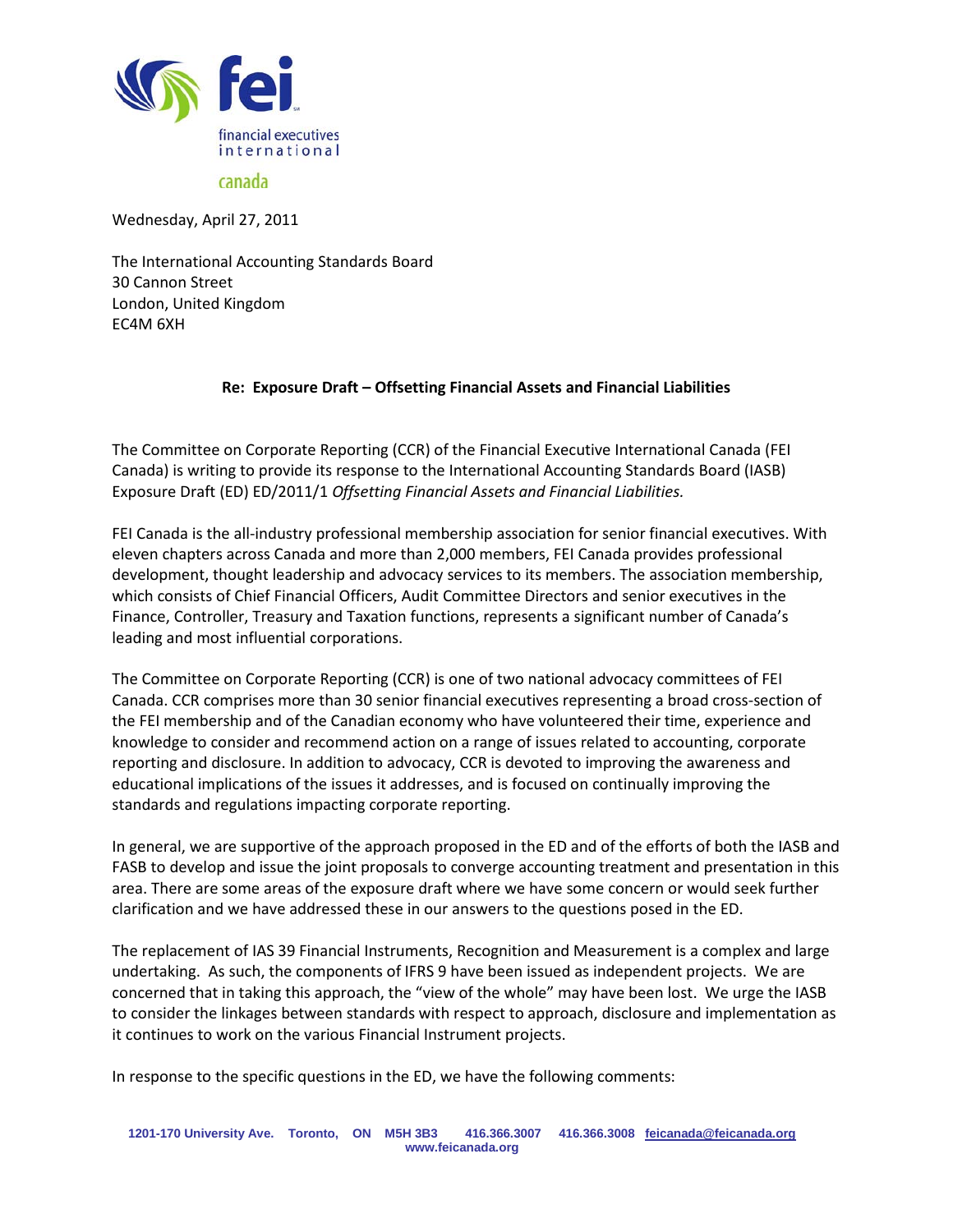fei

financial executives international

canada

Wednesday, April 27, 2011

The International Accounting Standards Board
30 Cannon Street
London, United Kingdom
EC4M 6XH

**Re: Exposure Draft – Offsetting Financial Assets and Financial Liabilities**

The Committee on Corporate Reporting (CCR) of the Financial Executive International Canada (FEI Canada) is writing to provide its response to the International Accounting Standards Board (IASB) Exposure Draft (ED) ED/2011/1 *Offsetting Financial Assets and Financial Liabilities.*

FEI Canada is the all-industry professional membership association for senior financial executives. With eleven chapters across Canada and more than 2,000 members, FEI Canada provides professional development, thought leadership and advocacy services to its members. The association membership, which consists of Chief Financial Officers, Audit Committee Directors and senior executives in the Finance, Controller, Treasury and Taxation functions, represents a significant number of Canada's leading and most influential corporations.

The Committee on Corporate Reporting (CCR) is one of two national advocacy committees of FEI Canada. CCR comprises more than 30 senior financial executives representing a broad cross-section of the FEI membership and of the Canadian economy who have volunteered their time, experience and knowledge to consider and recommend action on a range of issues related to accounting, corporate reporting and disclosure. In addition to advocacy, CCR is devoted to improving the awareness and educational implications of the issues it addresses, and is focused on continually improving the standards and regulations impacting corporate reporting.

In general, we are supportive of the approach proposed in the ED and of the efforts of both the IASB and FASB to develop and issue the joint proposals to converge accounting treatment and presentation in this area. There are some areas of the exposure draft where we have some concern or would seek further clarification and we have addressed these in our answers to the questions posed in the ED.

The replacement of IAS 39 Financial Instruments, Recognition and Measurement is a complex and large undertaking. As such, the components of IFRS 9 have been issued as independent projects. We are concerned that in taking this approach, the "view of the whole" may have been lost. We urge the IASB to consider the linkages between standards with respect to approach, disclosure and implementation as it continues to work on the various Financial Instrument projects.

In response to the specific questions in the ED, we have the following comments:

1201-170 University Ave. Toronto, ON M5H 3B3 416.366.3007 416.366.3008 feicanada@feicanada.org
www.feicanada.org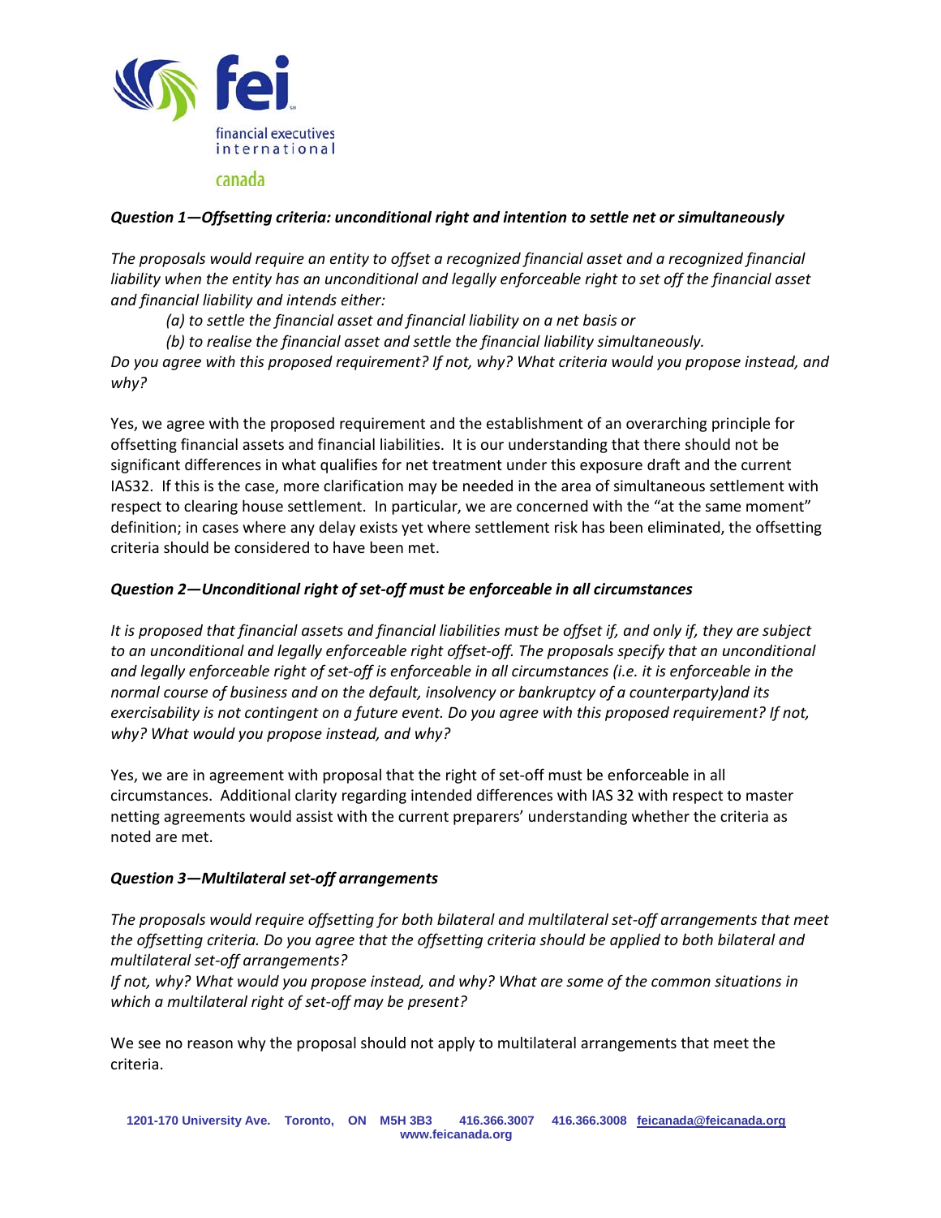***Question 1—Offsetting criteria: unconditional right and intention to settle net or simultaneously***

*The proposals would require an entity to offset a recognized financial asset and a recognized financial liability when the entity has an unconditional and legally enforceable right to set off the financial asset and financial liability and intends either:*

*(a) to settle the financial asset and financial liability on a net basis or*

*(b) to realise the financial asset and settle the financial liability simultaneously.*

*Do you agree with this proposed requirement? If not, why? What criteria would you propose instead, and why?*

Yes, we agree with the proposed requirement and the establishment of an overarching principle for offsetting financial assets and financial liabilities. It is our understanding that there should not be significant differences in what qualifies for net treatment under this exposure draft and the current IAS32. If this is the case, more clarification may be needed in the area of simultaneous settlement with respect to clearing house settlement. In particular, we are concerned with the "at the same moment" definition; in cases where any delay exists yet where settlement risk has been eliminated, the offsetting criteria should be considered to have been met.

***Question 2—Unconditional right of set-off must be enforceable in all circumstances***

*It is proposed that financial assets and financial liabilities must be offset if, and only if, they are subject to an unconditional and legally enforceable right offset-off. The proposals specify that an unconditional and legally enforceable right of set-off is enforceable in all circumstances (i.e. it is enforceable in the normal course of business and on the default, insolvency or bankruptcy of a counterparty)and its exercisability is not contingent on a future event. Do you agree with this proposed requirement? If not, why? What would you propose instead, and why?*

Yes, we are in agreement with proposal that the right of set-off must be enforceable in all circumstances. Additional clarity regarding intended differences with IAS 32 with respect to master netting agreements would assist with the current preparers' understanding whether the criteria as noted are met.

***Question 3—Multilateral set-off arrangements***

*The proposals would require offsetting for both bilateral and multilateral set-off arrangements that meet the offsetting criteria. Do you agree that the offsetting criteria should be applied to both bilateral and multilateral set-off arrangements?*

*If not, why? What would you propose instead, and why? What are some of the common situations in which a multilateral right of set-off may be present?*

We see no reason why the proposal should not apply to multilateral arrangements that meet the criteria.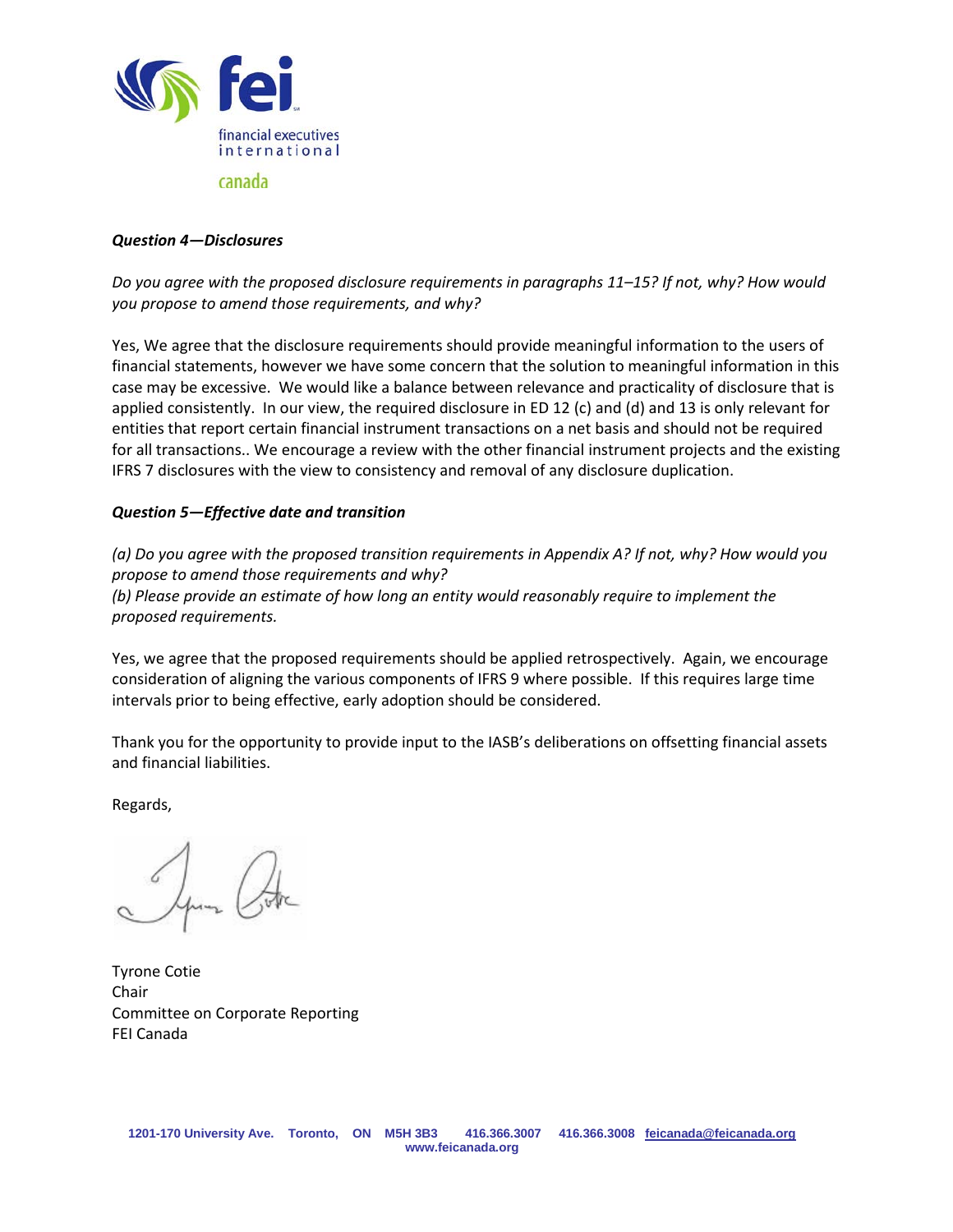***Question 4—Disclosures***

*Do you agree with the proposed disclosure requirements in paragraphs 11–15? If not, why? How would you propose to amend those requirements, and why?*

Yes, We agree that the disclosure requirements should provide meaningful information to the users of financial statements, however we have some concern that the solution to meaningful information in this case may be excessive. We would like a balance between relevance and practicality of disclosure that is applied consistently. In our view, the required disclosure in ED 12 (c) and (d) and 13 is only relevant for entities that report certain financial instrument transactions on a net basis and should not be required for all transactions.. We encourage a review with the other financial instrument projects and the existing IFRS 7 disclosures with the view to consistency and removal of any disclosure duplication.

***Question 5—Effective date and transition***

*(a) Do you agree with the proposed transition requirements in Appendix A? If not, why? How would you propose to amend those requirements and why?*
*(b) Please provide an estimate of how long an entity would reasonably require to implement the proposed requirements.*

Yes, we agree that the proposed requirements should be applied retrospectively. Again, we encourage consideration of aligning the various components of IFRS 9 where possible. If this requires large time intervals prior to being effective, early adoption should be considered.

Thank you for the opportunity to provide input to the IASB's deliberations on offsetting financial assets and financial liabilities.

Regards,

Tyrone Cotie
Chair
Committee on Corporate Reporting
FEI Canada